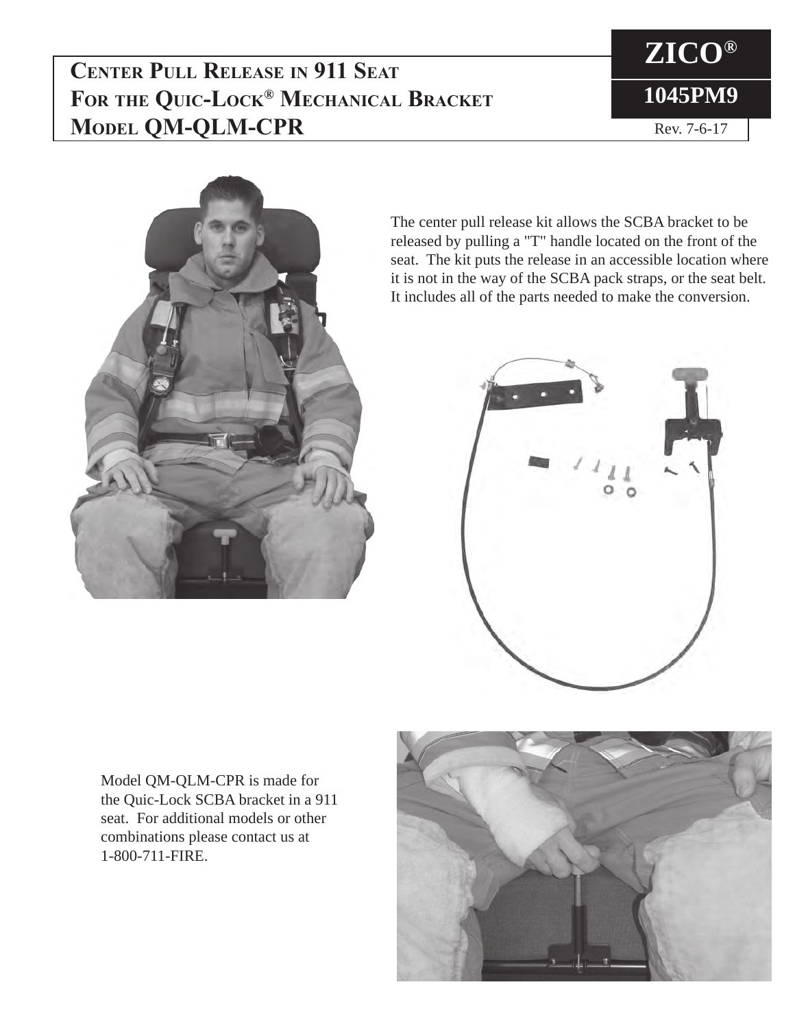# Center Pull Release in 911 Seat For the Quic-Lock® Mechanical Bracket Model QM-QLM-CPR

**ZICO®**

**1045PM9**

Rev. 7-6-17

The center pull release kit allows the SCBA bracket to be released by pulling a "T" handle located on the front of the seat. The kit puts the release in an accessible location where it is not in the way of the SCBA pack straps, or the seat belt. It includes all of the parts needed to make the conversion.

Model QM-QLM-CPR is made for the Quic-Lock SCBA bracket in a 911 seat. For additional models or other combinations please contact us at 1-800-711-FIRE.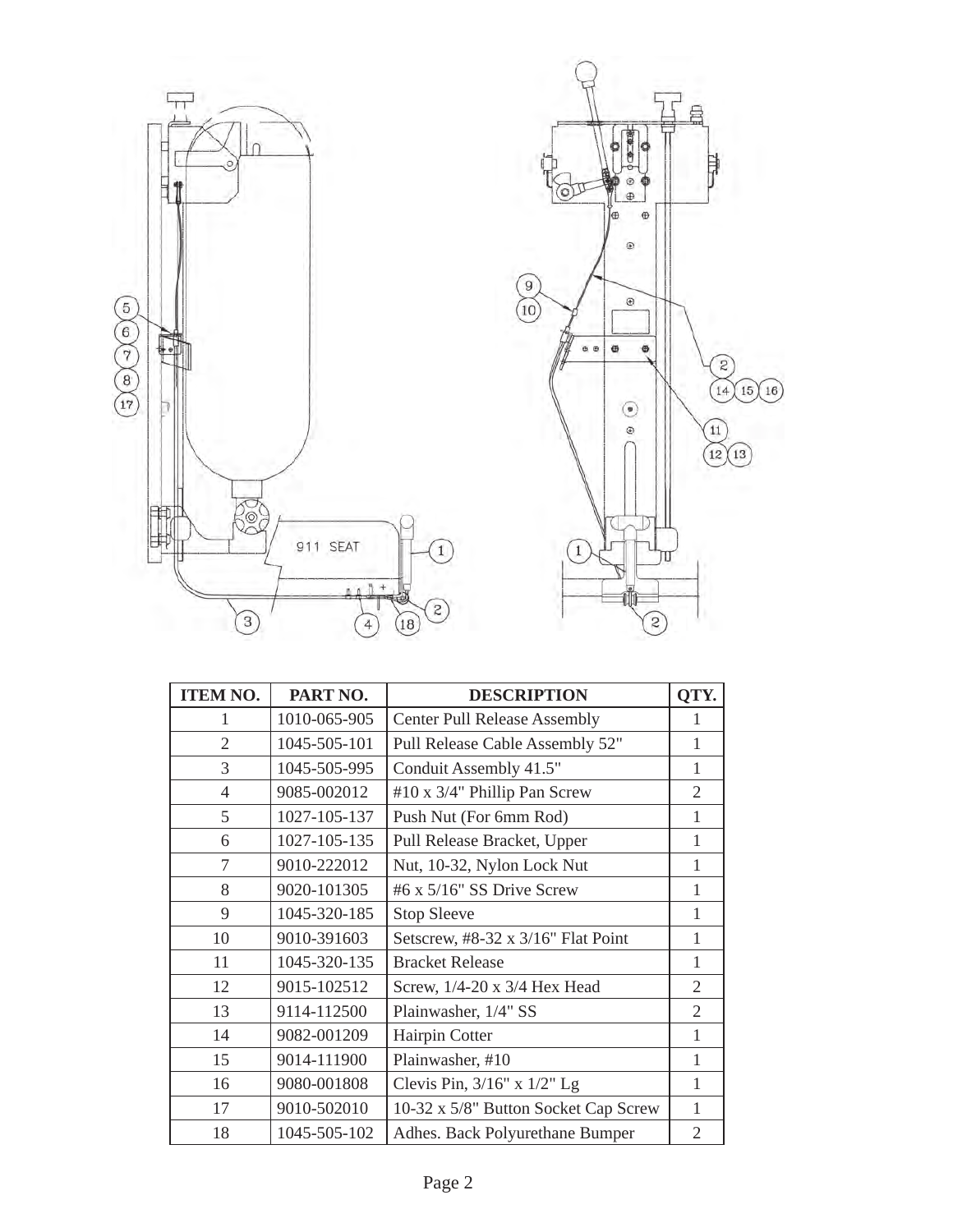| ITEM NO. | PART NO. | DESCRIPTION | QTY. |
|---|---|---|---|
| 1 | 1010-065-905 | Center Pull Release Assembly | 1 |
| 2 | 1045-505-101 | Pull Release Cable Assembly 52" | 1 |
| 3 | 1045-505-995 | Conduit Assembly 41.5" | 1 |
| 4 | 9085-002012 | #10 x 3/4" Phillip Pan Screw | 2 |
| 5 | 1027-105-137 | Push Nut (For 6mm Rod) | 1 |
| 6 | 1027-105-135 | Pull Release Bracket, Upper | 1 |
| 7 | 9010-222012 | Nut, 10-32, Nylon Lock Nut | 1 |
| 8 | 9020-101305 | #6 x 5/16" SS Drive Screw | 1 |
| 9 | 1045-320-185 | Stop Sleeve | 1 |
| 10 | 9010-391603 | Setscrew, #8-32 x 3/16" Flat Point | 1 |
| 11 | 1045-320-135 | Bracket Release | 1 |
| 12 | 9015-102512 | Screw, 1/4-20 x 3/4 Hex Head | 2 |
| 13 | 9114-112500 | Plainwasher, 1/4" SS | 2 |
| 14 | 9082-001209 | Hairpin Cotter | 1 |
| 15 | 9014-111900 | Plainwasher, #10 | 1 |
| 16 | 9080-001808 | Clevis Pin, 3/16" x 1/2" Lg | 1 |
| 17 | 9010-502010 | 10-32 x 5/8" Button Socket Cap Screw | 1 |
| 18 | 1045-505-102 | Adhes. Back Polyurethane Bumper | 2 |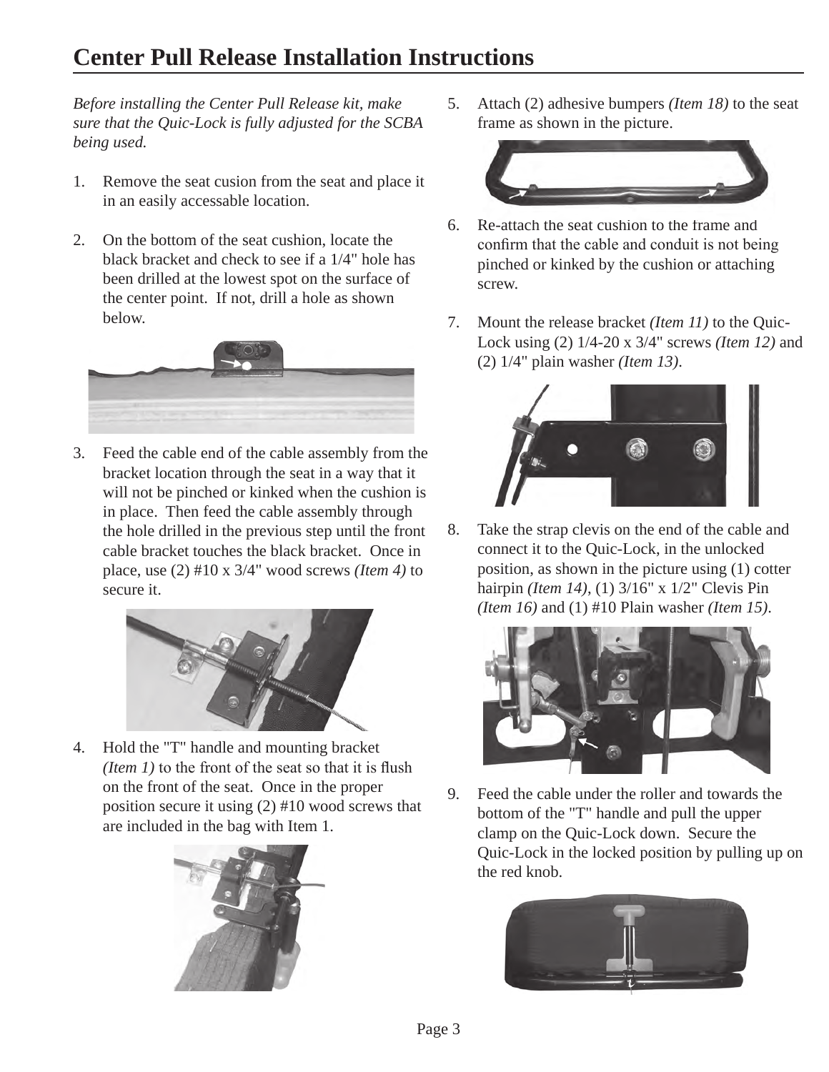# Center Pull Release Installation Instructions

*Before installing the Center Pull Release kit, make sure that the Quic-Lock is fully adjusted for the SCBA being used.*

1. Remove the seat cusion from the seat and place it in an easily accessable location.

2. On the bottom of the seat cushion, locate the black bracket and check to see if a 1/4" hole has been drilled at the lowest spot on the surface of the center point. If not, drill a hole as shown below.

3. Feed the cable end of the cable assembly from the bracket location through the seat in a way that it will not be pinched or kinked when the cushion is in place. Then feed the cable assembly through the hole drilled in the previous step until the front cable bracket touches the black bracket. Once in place, use (2) #10 x 3/4" wood screws *(Item 4)* to secure it.

4. Hold the "T" handle and mounting bracket *(Item 1)* to the front of the seat so that it is flush on the front of the seat. Once in the proper position secure it using (2) #10 wood screws that are included in the bag with Item 1.

5. Attach (2) adhesive bumpers *(Item 18)* to the seat frame as shown in the picture.

6. Re-attach the seat cushion to the frame and confirm that the cable and conduit is not being pinched or kinked by the cushion or attaching screw.

7. Mount the release bracket *(Item 11)* to the Quic-Lock using (2) 1/4-20 x 3/4" screws *(Item 12)* and (2) 1/4" plain washer *(Item 13)*.

8. Take the strap clevis on the end of the cable and connect it to the Quic-Lock, in the unlocked position, as shown in the picture using (1) cotter hairpin *(Item 14)*, (1) 3/16" x 1/2" Clevis Pin *(Item 16)* and (1) #10 Plain washer *(Item 15)*.

9. Feed the cable under the roller and towards the bottom of the "T" handle and pull the upper clamp on the Quic-Lock down. Secure the Quic-Lock in the locked position by pulling up on the red knob.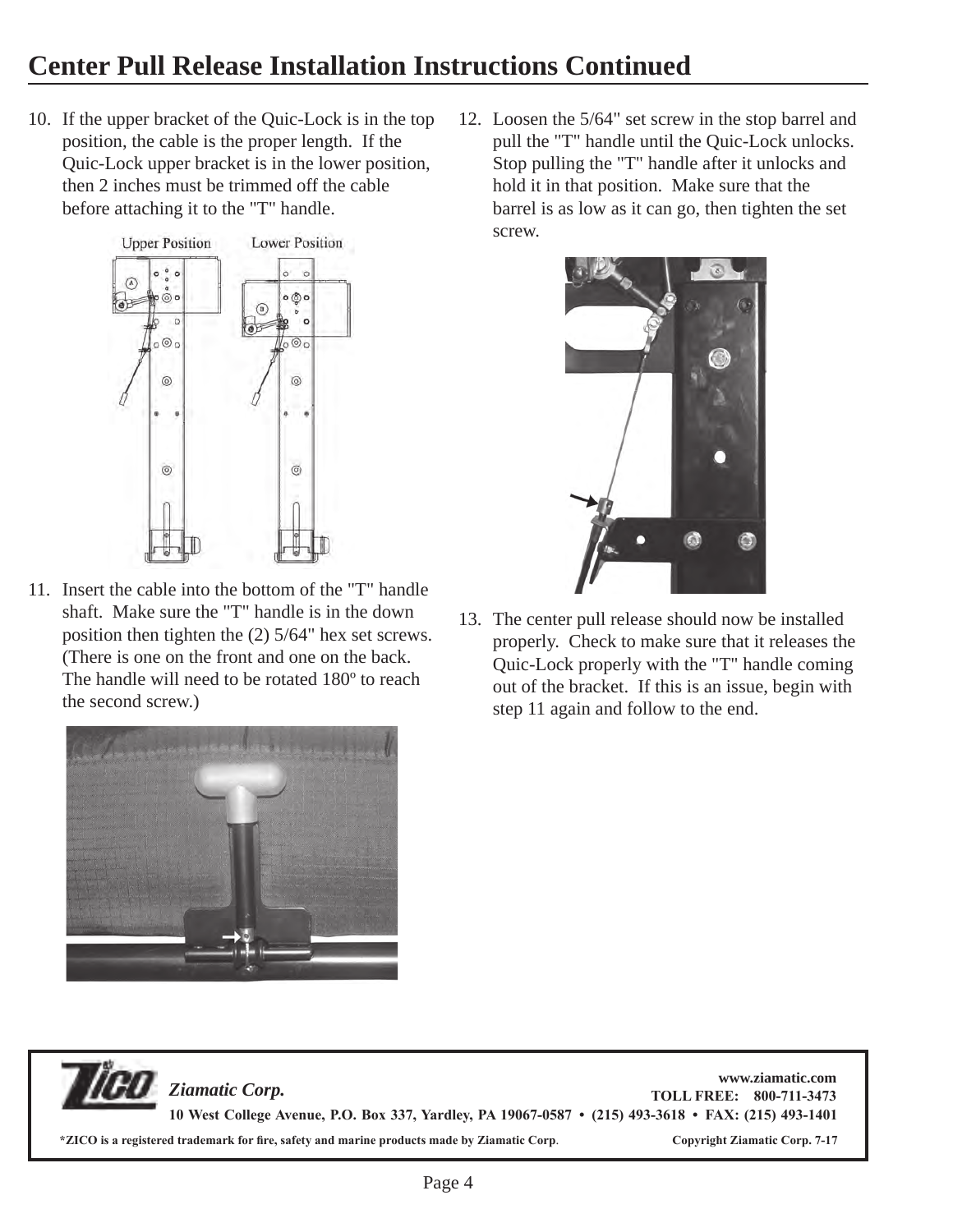# Center Pull Release Installation Instructions Continued

10. If the upper bracket of the Quic-Lock is in the top position, the cable is the proper length. If the Quic-Lock upper bracket is in the lower position, then 2 inches must be trimmed off the cable before attaching it to the "T" handle.

Upper Position

Lower Position

11. Insert the cable into the bottom of the "T" handle shaft. Make sure the "T" handle is in the down position then tighten the (2) 5/64" hex set screws. (There is one on the front and one on the back. The handle will need to be rotated 180º to reach the second screw.)

12. Loosen the 5/64" set screw in the stop barrel and pull the "T" handle until the Quic-Lock unlocks. Stop pulling the "T" handle after it unlocks and hold it in that position. Make sure that the barrel is as low as it can go, then tighten the set screw.

13. The center pull release should now be installed properly. Check to make sure that it releases the Quic-Lock properly with the "T" handle coming out of the bracket. If this is an issue, begin with step 11 again and follow to the end.

---

*Ziamatic Corp.*

**www.ziamatic.com**
**TOLL FREE: 800-711-3473**

**10 West College Avenue, P.O. Box 337, Yardley, PA 19067-0587 • (215) 493-3618 • FAX: (215) 493-1401**

**\*ZICO is a registered trademark for fire, safety and marine products made by Ziamatic Corp.** **Copyright Ziamatic Corp. 7-17**